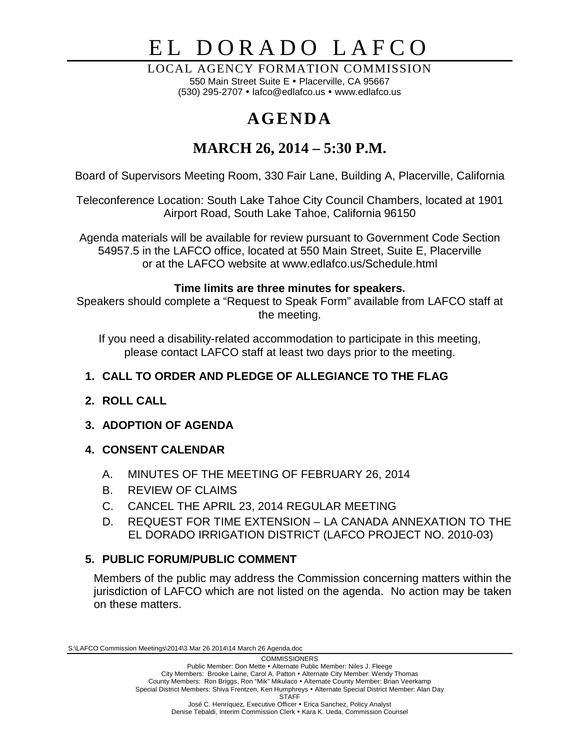# EL DORADO LAFCO

LOCAL AGENCY FORMATION COMMISSION

550 Main Street Suite E • Placerville, CA 95667

(530) 295-2707 • lafco@edlafco.us • www.edlafco.us

# AGENDA

## MARCH 26, 2014 – 5:30 P.M.

Board of Supervisors Meeting Room, 330 Fair Lane, Building A, Placerville, California

Teleconference Location: South Lake Tahoe City Council Chambers, located at 1901 Airport Road, South Lake Tahoe, California 96150

Agenda materials will be available for review pursuant to Government Code Section 54957.5 in the LAFCO office, located at 550 Main Street, Suite E, Placerville or at the LAFCO website at www.edlafco.us/Schedule.html

**Time limits are three minutes for speakers.**

Speakers should complete a "Request to Speak Form" available from LAFCO staff at the meeting.

If you need a disability-related accommodation to participate in this meeting, please contact LAFCO staff at least two days prior to the meeting.

1. **CALL TO ORDER AND PLEDGE OF ALLEGIANCE TO THE FLAG**
2. **ROLL CALL**
3. **ADOPTION OF AGENDA**
4. **CONSENT CALENDAR**
   - A. MINUTES OF THE MEETING OF FEBRUARY 26, 2014
   - B. REVIEW OF CLAIMS
   - C. CANCEL THE APRIL 23, 2014 REGULAR MEETING
   - D. REQUEST FOR TIME EXTENSION – LA CANADA ANNEXATION TO THE EL DORADO IRRIGATION DISTRICT (LAFCO PROJECT NO. 2010-03)
5. **PUBLIC FORUM/PUBLIC COMMENT**

   Members of the public may address the Commission concerning matters within the jurisdiction of LAFCO which are not listed on the agenda. No action may be taken on these matters.

S:\LAFCO Commission Meetings\2014\3 Mar 26 2014\14 March 26 Agenda.doc

COMMISSIONERS

Public Member: Don Mette • Alternate Public Member: Niles J. Fleege

City Members: Brooke Laine, Carol A. Patton • Alternate City Member: Wendy Thomas

County Members: Ron Briggs, Ron "Mik" Mikulaco • Alternate County Member: Brian Veerkamp

Special District Members: Shiva Frentzen, Ken Humphreys • Alternate Special District Member: Alan Day

STAFF

José C. Henríquez, Executive Officer • Erica Sanchez, Policy Analyst

Denise Tebaldi, Interim Commission Clerk • Kara K. Ueda, Commission Counsel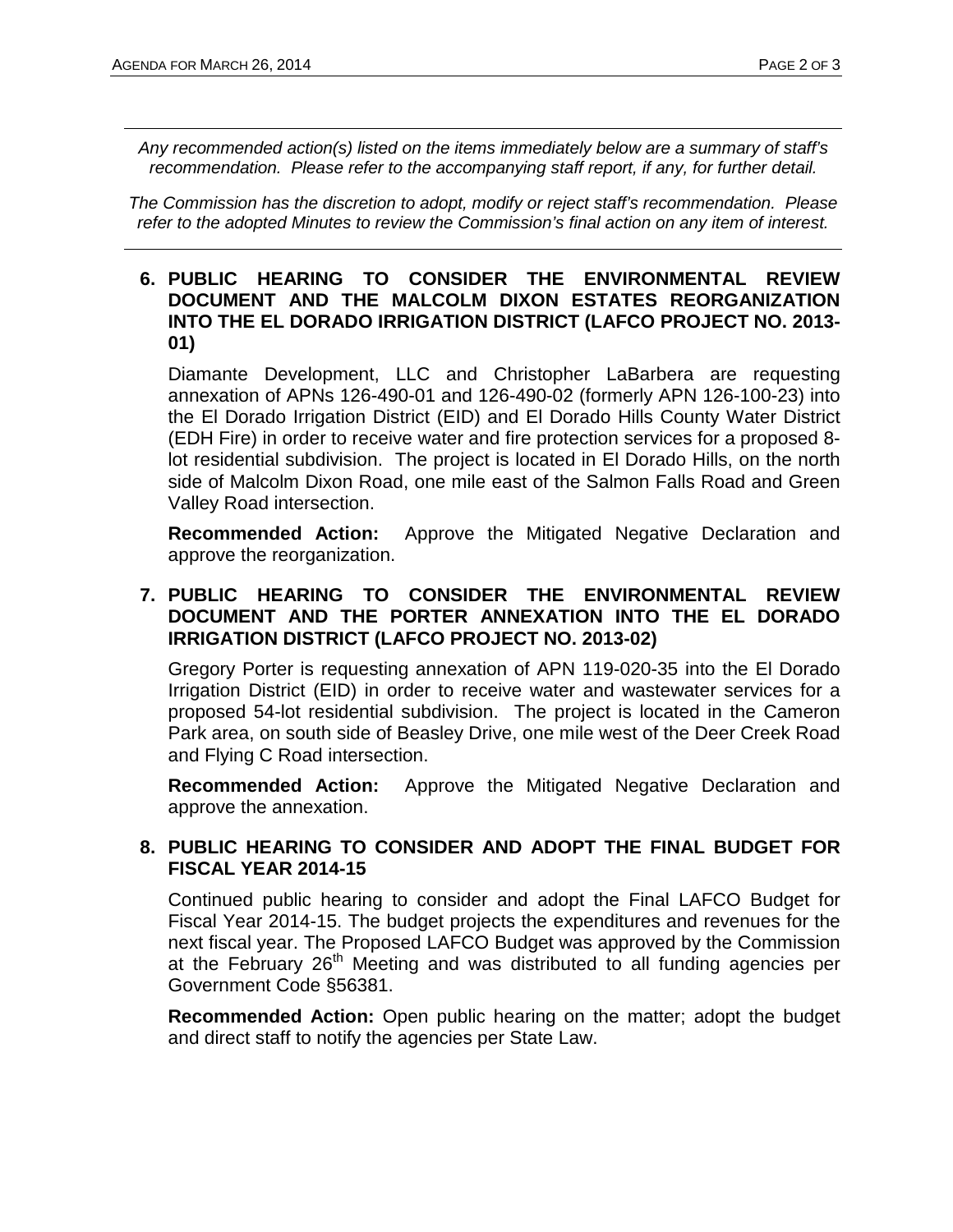*Any recommended action(s) listed on the items immediately below are a summary of staff's recommendation. Please refer to the accompanying staff report, if any, for further detail.*

*The Commission has the discretion to adopt, modify or reject staff's recommendation. Please refer to the adopted Minutes to review the Commission's final action on any item of interest.*

---

**6. PUBLIC HEARING TO CONSIDER THE ENVIRONMENTAL REVIEW DOCUMENT AND THE MALCOLM DIXON ESTATES REORGANIZATION INTO THE EL DORADO IRRIGATION DISTRICT (LAFCO PROJECT NO. 2013-01)**

Diamante Development, LLC and Christopher LaBarbera are requesting annexation of APNs 126-490-01 and 126-490-02 (formerly APN 126-100-23) into the El Dorado Irrigation District (EID) and El Dorado Hills County Water District (EDH Fire) in order to receive water and fire protection services for a proposed 8-lot residential subdivision. The project is located in El Dorado Hills, on the north side of Malcolm Dixon Road, one mile east of the Salmon Falls Road and Green Valley Road intersection.

**Recommended Action:** Approve the Mitigated Negative Declaration and approve the reorganization.

**7. PUBLIC HEARING TO CONSIDER THE ENVIRONMENTAL REVIEW DOCUMENT AND THE PORTER ANNEXATION INTO THE EL DORADO IRRIGATION DISTRICT (LAFCO PROJECT NO. 2013-02)**

Gregory Porter is requesting annexation of APN 119-020-35 into the El Dorado Irrigation District (EID) in order to receive water and wastewater services for a proposed 54-lot residential subdivision. The project is located in the Cameron Park area, on south side of Beasley Drive, one mile west of the Deer Creek Road and Flying C Road intersection.

**Recommended Action:** Approve the Mitigated Negative Declaration and approve the annexation.

**8. PUBLIC HEARING TO CONSIDER AND ADOPT THE FINAL BUDGET FOR FISCAL YEAR 2014-15**

Continued public hearing to consider and adopt the Final LAFCO Budget for Fiscal Year 2014-15. The budget projects the expenditures and revenues for the next fiscal year. The Proposed LAFCO Budget was approved by the Commission at the February 26th Meeting and was distributed to all funding agencies per Government Code §56381.

**Recommended Action:** Open public hearing on the matter; adopt the budget and direct staff to notify the agencies per State Law.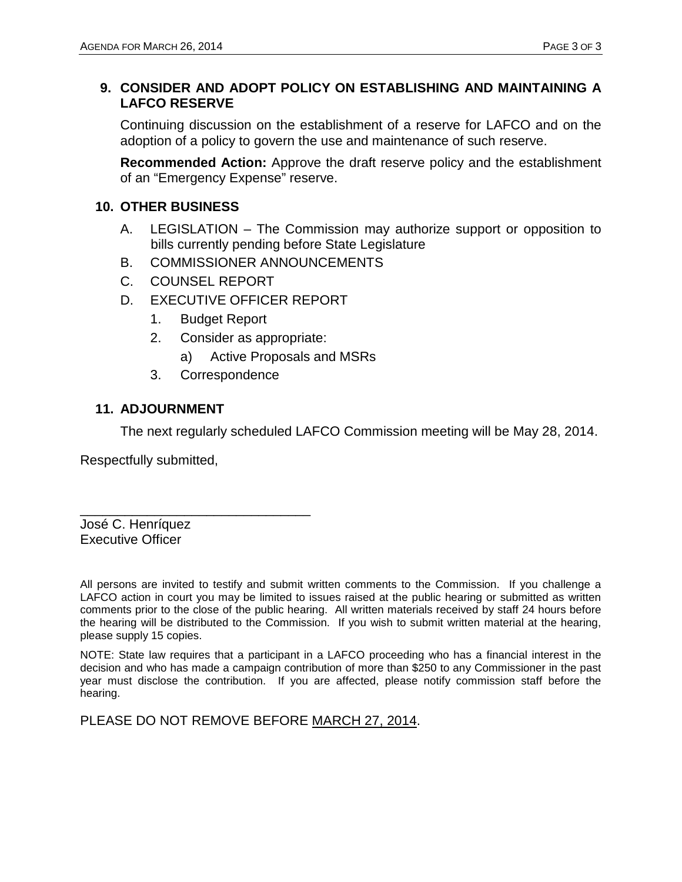**9. CONSIDER AND ADOPT POLICY ON ESTABLISHING AND MAINTAINING A LAFCO RESERVE**

Continuing discussion on the establishment of a reserve for LAFCO and on the adoption of a policy to govern the use and maintenance of such reserve.

**Recommended Action:** Approve the draft reserve policy and the establishment of an "Emergency Expense" reserve.

**10. OTHER BUSINESS**

A. LEGISLATION – The Commission may authorize support or opposition to bills currently pending before State Legislature

B. COMMISSIONER ANNOUNCEMENTS

C. COUNSEL REPORT

D. EXECUTIVE OFFICER REPORT

   1. Budget Report
   2. Consider as appropriate:
      a) Active Proposals and MSRs
   3. Correspondence

**11. ADJOURNMENT**

The next regularly scheduled LAFCO Commission meeting will be May 28, 2014.

Respectfully submitted,

\_\_\_\_\_\_\_\_\_\_\_\_\_\_\_\_\_\_\_\_\_\_\_\_\_\_\_\_\_\_\_\_

José C. Henríquez
Executive Officer

All persons are invited to testify and submit written comments to the Commission. If you challenge a LAFCO action in court you may be limited to issues raised at the public hearing or submitted as written comments prior to the close of the public hearing. All written materials received by staff 24 hours before the hearing will be distributed to the Commission. If you wish to submit written material at the hearing, please supply 15 copies.

NOTE: State law requires that a participant in a LAFCO proceeding who has a financial interest in the decision and who has made a campaign contribution of more than $250 to any Commissioner in the past year must disclose the contribution. If you are affected, please notify commission staff before the hearing.

PLEASE DO NOT REMOVE BEFORE MARCH 27, 2014.